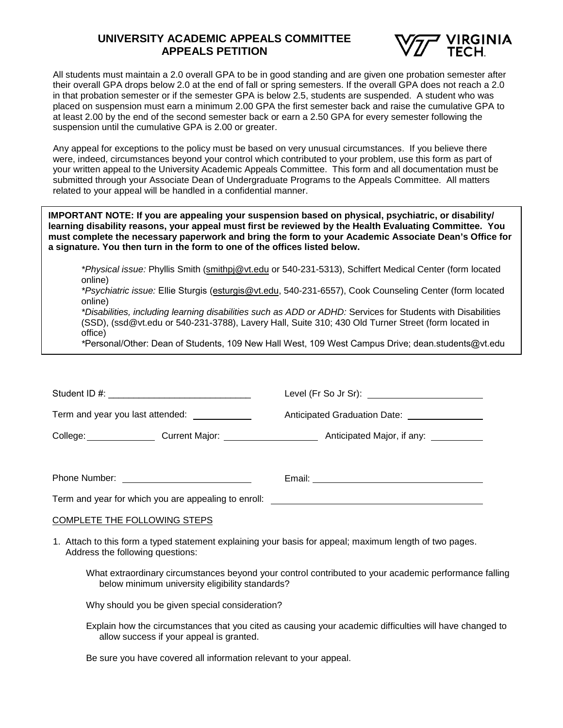# UNIVERSITY ACADEMIC APPEALS COMMITTEE APPEALS PETITION

VIRGINIA TECH.

All students must maintain a 2.0 overall GPA to be in good standing and are given one probation semester after their overall GPA drops below 2.0 at the end of fall or spring semesters. If the overall GPA does not reach a 2.0 in that probation semester or if the semester GPA is below 2.5, students are suspended. A student who was placed on suspension must earn a minimum 2.00 GPA the first semester back and raise the cumulative GPA to at least 2.00 by the end of the second semester back or earn a 2.50 GPA for every semester following the suspension until the cumulative GPA is 2.00 or greater.

Any appeal for exceptions to the policy must be based on very unusual circumstances. If you believe there were, indeed, circumstances beyond your control which contributed to your problem, use this form as part of your written appeal to the University Academic Appeals Committee. This form and all documentation must be submitted through your Associate Dean of Undergraduate Programs to the Appeals Committee. All matters related to your appeal will be handled in a confidential manner.

**IMPORTANT NOTE: If you are appealing your suspension based on physical, psychiatric, or disability/ learning disability reasons, your appeal must first be reviewed by the Health Evaluating Committee. You must complete the necessary paperwork and bring the form to your Academic Associate Dean's Office for a signature. You then turn in the form to one of the offices listed below.**

> *\*Physical issue:* Phyllis Smith (smithpj@vt.edu or 540-231-5313), Schiffert Medical Center (form located online)
>
> *\*Psychiatric issue:* Ellie Sturgis (esturgis@vt.edu, 540-231-6557), Cook Counseling Center (form located online)
>
> *\*Disabilities, including learning disabilities such as ADD or ADHD:* Services for Students with Disabilities (SSD), (ssd@vt.edu or 540-231-3788), Lavery Hall, Suite 310; 430 Old Turner Street (form located in office)
>
> \*Personal/Other: Dean of Students, 109 New Hall West, 109 West Campus Drive; dean.students@vt.edu

Student ID #: ____________________________ Level (Fr So Jr Sr): ______________________

Term and year you last attended: ___________ Anticipated Graduation Date: _______________

College: _____________ Current Major: __________________ Anticipated Major, if any: __________

Phone Number: ________________________ Email: ________________________________

Term and year for which you are appealing to enroll: ________________________________________

COMPLETE THE FOLLOWING STEPS

1. Attach to this form a typed statement explaining your basis for appeal; maximum length of two pages. Address the following questions:

   What extraordinary circumstances beyond your control contributed to your academic performance falling below minimum university eligibility standards?

   Why should you be given special consideration?

   Explain how the circumstances that you cited as causing your academic difficulties will have changed to allow success if your appeal is granted.

   Be sure you have covered all information relevant to your appeal.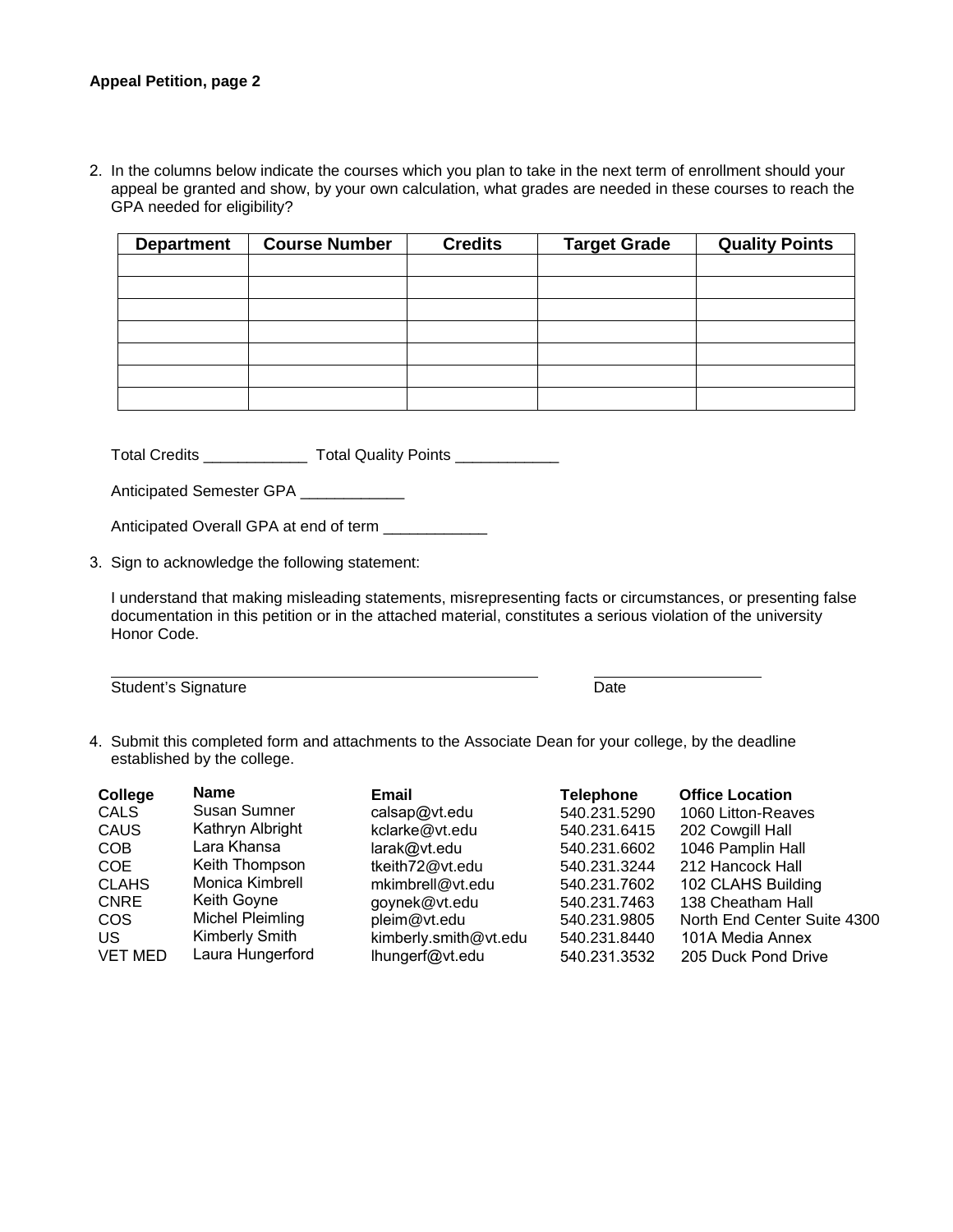**Appeal Petition, page 2**

2. In the columns below indicate the courses which you plan to take in the next term of enrollment should your appeal be granted and show, by your own calculation, what grades are needed in these courses to reach the GPA needed for eligibility?

| Department | Course Number | Credits | Target Grade | Quality Points |
|---|---|---|---|---|
| | | | | |
| | | | | |
| | | | | |
| | | | | |
| | | | | |
| | | | | |
| | | | | |

Total Credits ____________ Total Quality Points ____________

Anticipated Semester GPA ____________

Anticipated Overall GPA at end of term ____________

3. Sign to acknowledge the following statement:

I understand that making misleading statements, misrepresenting facts or circumstances, or presenting false documentation in this petition or in the attached material, constitutes a serious violation of the university Honor Code.

_______________________________________________ ____________________

Student's Signature Date

4. Submit this completed form and attachments to the Associate Dean for your college, by the deadline established by the college.

| College | Name | Email | Telephone | Office Location |
|---|---|---|---|---|
| CALS | Susan Sumner | calsap@vt.edu | 540.231.5290 | 1060 Litton-Reaves |
| CAUS | Kathryn Albright | kclarke@vt.edu | 540.231.6415 | 202 Cowgill Hall |
| COB | Lara Khansa | larak@vt.edu | 540.231.6602 | 1046 Pamplin Hall |
| COE | Keith Thompson | tkeith72@vt.edu | 540.231.3244 | 212 Hancock Hall |
| CLAHS | Monica Kimbrell | mkimbrell@vt.edu | 540.231.7602 | 102 CLAHS Building |
| CNRE | Keith Goyne | goynek@vt.edu | 540.231.7463 | 138 Cheatham Hall |
| COS | Michel Pleimling | pleim@vt.edu | 540.231.9805 | North End Center Suite 4300 |
| US | Kimberly Smith | kimberly.smith@vt.edu | 540.231.8440 | 101A Media Annex |
| VET MED | Laura Hungerford | lhungerf@vt.edu | 540.231.3532 | 205 Duck Pond Drive |